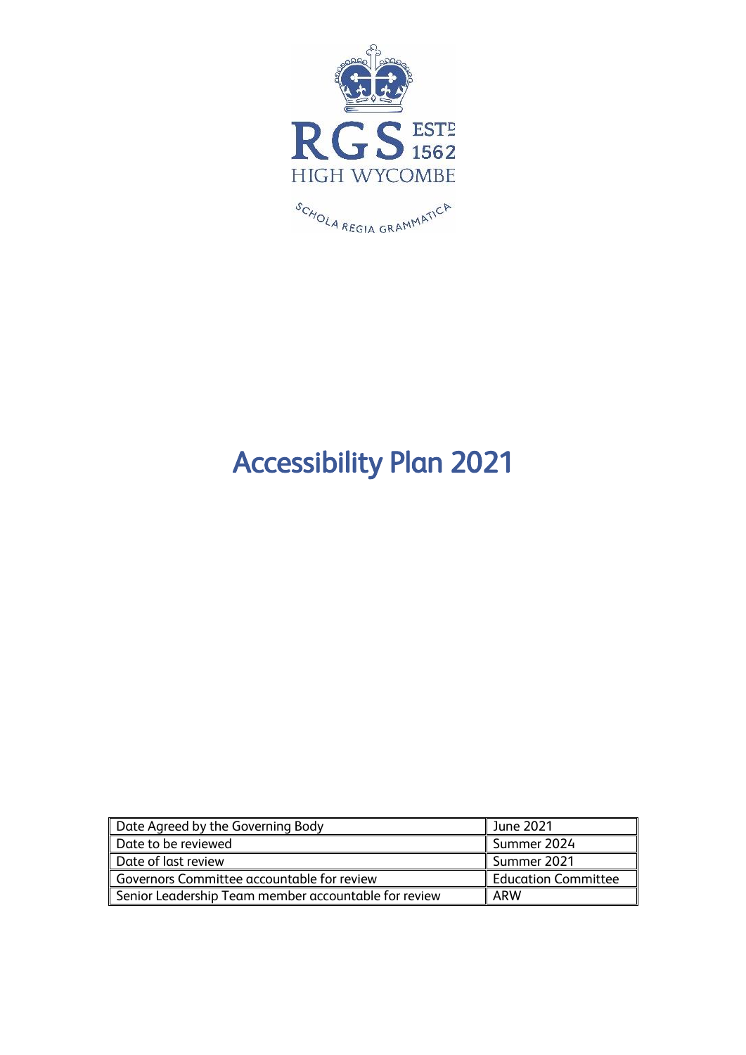RGS ESTD 1562
HIGH WYCOMBE
SCHOLA REGIA GRAMMATICA

# Accessibility Plan 2021

| | |
|---|---|
| Date Agreed by the Governing Body | June 2021 |
| Date to be reviewed | Summer 2024 |
| Date of last review | Summer 2021 |
| Governors Committee accountable for review | Education Committee |
| Senior Leadership Team member accountable for review | ARW |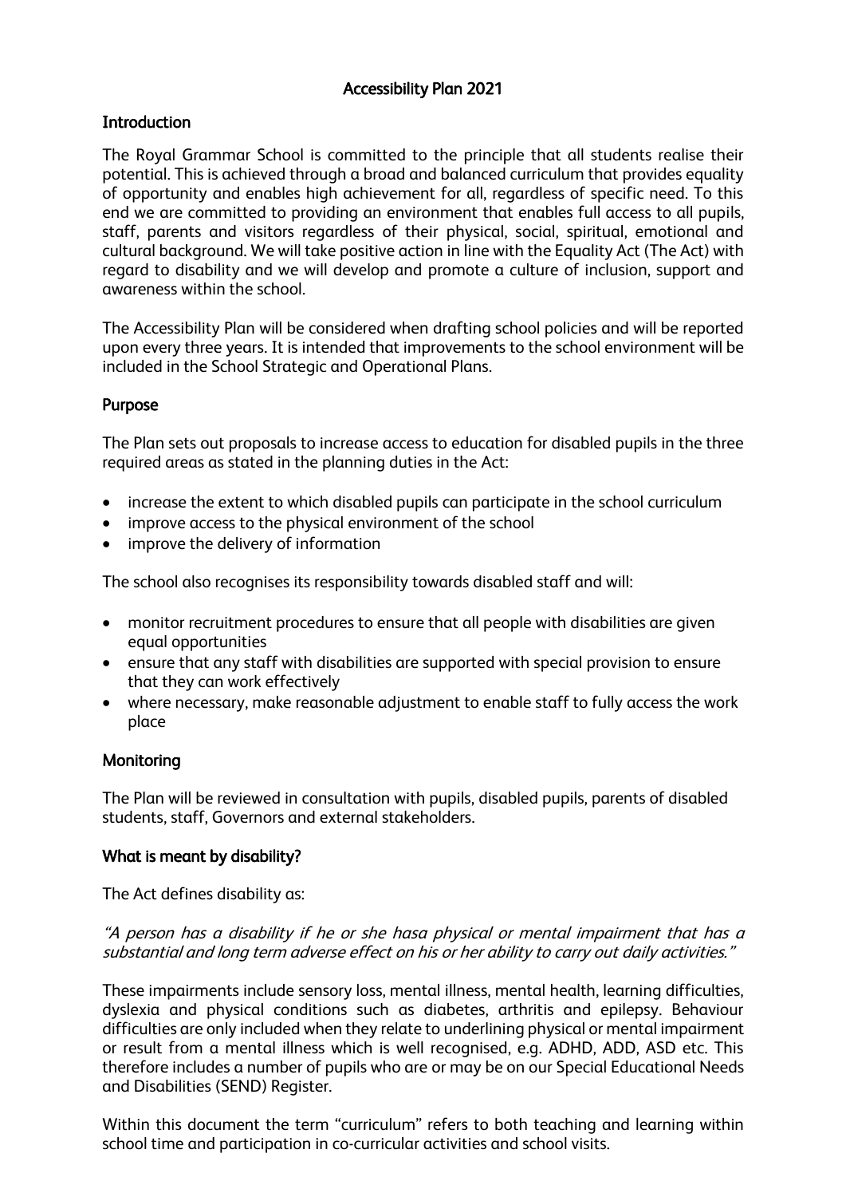# Accessibility Plan 2021

## Introduction

The Royal Grammar School is committed to the principle that all students realise their potential. This is achieved through a broad and balanced curriculum that provides equality of opportunity and enables high achievement for all, regardless of specific need. To this end we are committed to providing an environment that enables full access to all pupils, staff, parents and visitors regardless of their physical, social, spiritual, emotional and cultural background. We will take positive action in line with the Equality Act (The Act) with regard to disability and we will develop and promote a culture of inclusion, support and awareness within the school.

The Accessibility Plan will be considered when drafting school policies and will be reported upon every three years. It is intended that improvements to the school environment will be included in the School Strategic and Operational Plans.

## Purpose

The Plan sets out proposals to increase access to education for disabled pupils in the three required areas as stated in the planning duties in the Act:

- increase the extent to which disabled pupils can participate in the school curriculum
- improve access to the physical environment of the school
- improve the delivery of information

The school also recognises its responsibility towards disabled staff and will:

- monitor recruitment procedures to ensure that all people with disabilities are given equal opportunities
- ensure that any staff with disabilities are supported with special provision to ensure that they can work effectively
- where necessary, make reasonable adjustment to enable staff to fully access the work place

## Monitoring

The Plan will be reviewed in consultation with pupils, disabled pupils, parents of disabled students, staff, Governors and external stakeholders.

## What is meant by disability?

The Act defines disability as:

*"A person has a disability if he or she hasa physical or mental impairment that has a substantial and long term adverse effect on his or her ability to carry out daily activities."*

These impairments include sensory loss, mental illness, mental health, learning difficulties, dyslexia and physical conditions such as diabetes, arthritis and epilepsy. Behaviour difficulties are only included when they relate to underlining physical or mental impairment or result from a mental illness which is well recognised, e.g. ADHD, ADD, ASD etc. This therefore includes a number of pupils who are or may be on our Special Educational Needs and Disabilities (SEND) Register.

Within this document the term "curriculum" refers to both teaching and learning within school time and participation in co-curricular activities and school visits.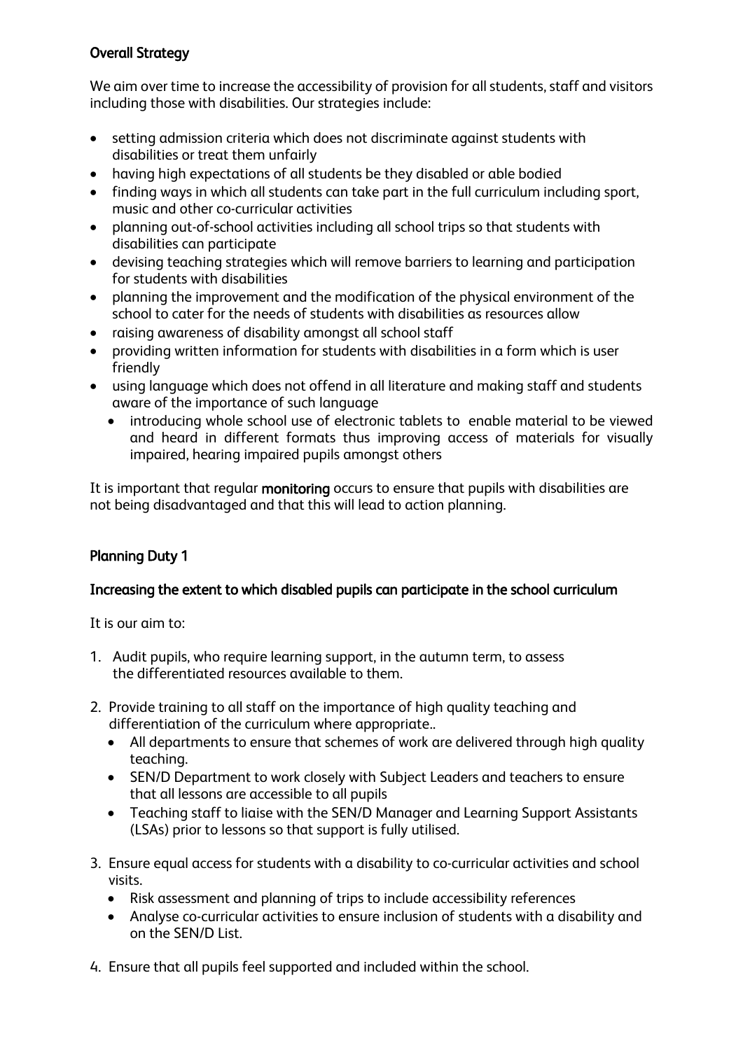## Overall Strategy

We aim over time to increase the accessibility of provision for all students, staff and visitors including those with disabilities. Our strategies include:

- setting admission criteria which does not discriminate against students with disabilities or treat them unfairly
- having high expectations of all students be they disabled or able bodied
- finding ways in which all students can take part in the full curriculum including sport, music and other co-curricular activities
- planning out-of-school activities including all school trips so that students with disabilities can participate
- devising teaching strategies which will remove barriers to learning and participation for students with disabilities
- planning the improvement and the modification of the physical environment of the school to cater for the needs of students with disabilities as resources allow
- raising awareness of disability amongst all school staff
- providing written information for students with disabilities in a form which is user friendly
- using language which does not offend in all literature and making staff and students aware of the importance of such language
  - introducing whole school use of electronic tablets to enable material to be viewed and heard in different formats thus improving access of materials for visually impaired, hearing impaired pupils amongst others

It is important that regular **monitoring** occurs to ensure that pupils with disabilities are not being disadvantaged and that this will lead to action planning.

## Planning Duty 1

### Increasing the extent to which disabled pupils can participate in the school curriculum

It is our aim to:

1. Audit pupils, who require learning support, in the autumn term, to assess the differentiated resources available to them.

2. Provide training to all staff on the importance of high quality teaching and differentiation of the curriculum where appropriate..
   - All departments to ensure that schemes of work are delivered through high quality teaching.
   - SEN/D Department to work closely with Subject Leaders and teachers to ensure that all lessons are accessible to all pupils
   - Teaching staff to liaise with the SEN/D Manager and Learning Support Assistants (LSAs) prior to lessons so that support is fully utilised.

3. Ensure equal access for students with a disability to co-curricular activities and school visits.
   - Risk assessment and planning of trips to include accessibility references
   - Analyse co-curricular activities to ensure inclusion of students with a disability and on the SEN/D List.

4. Ensure that all pupils feel supported and included within the school.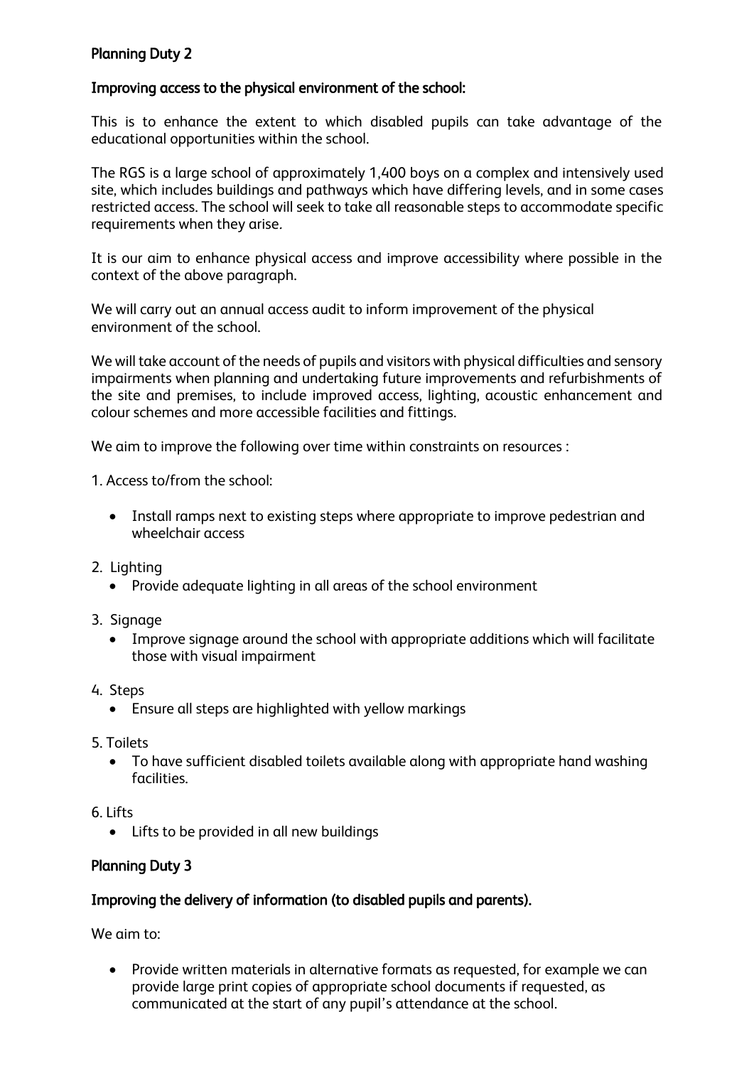## Planning Duty 2

### Improving access to the physical environment of the school:

This is to enhance the extent to which disabled pupils can take advantage of the educational opportunities within the school.

The RGS is a large school of approximately 1,400 boys on a complex and intensively used site, which includes buildings and pathways which have differing levels, and in some cases restricted access. The school will seek to take all reasonable steps to accommodate specific requirements when they arise.

It is our aim to enhance physical access and improve accessibility where possible in the context of the above paragraph.

We will carry out an annual access audit to inform improvement of the physical environment of the school.

We will take account of the needs of pupils and visitors with physical difficulties and sensory impairments when planning and undertaking future improvements and refurbishments of the site and premises, to include improved access, lighting, acoustic enhancement and colour schemes and more accessible facilities and fittings.

We aim to improve the following over time within constraints on resources :

1. Access to/from the school:
   - Install ramps next to existing steps where appropriate to improve pedestrian and wheelchair access
2. Lighting
   - Provide adequate lighting in all areas of the school environment
3. Signage
   - Improve signage around the school with appropriate additions which will facilitate those with visual impairment
4. Steps
   - Ensure all steps are highlighted with yellow markings
5. Toilets
   - To have sufficient disabled toilets available along with appropriate hand washing facilities.
6. Lifts
   - Lifts to be provided in all new buildings

## Planning Duty 3

### Improving the delivery of information (to disabled pupils and parents).

We aim to:

- Provide written materials in alternative formats as requested, for example we can provide large print copies of appropriate school documents if requested, as communicated at the start of any pupil's attendance at the school.